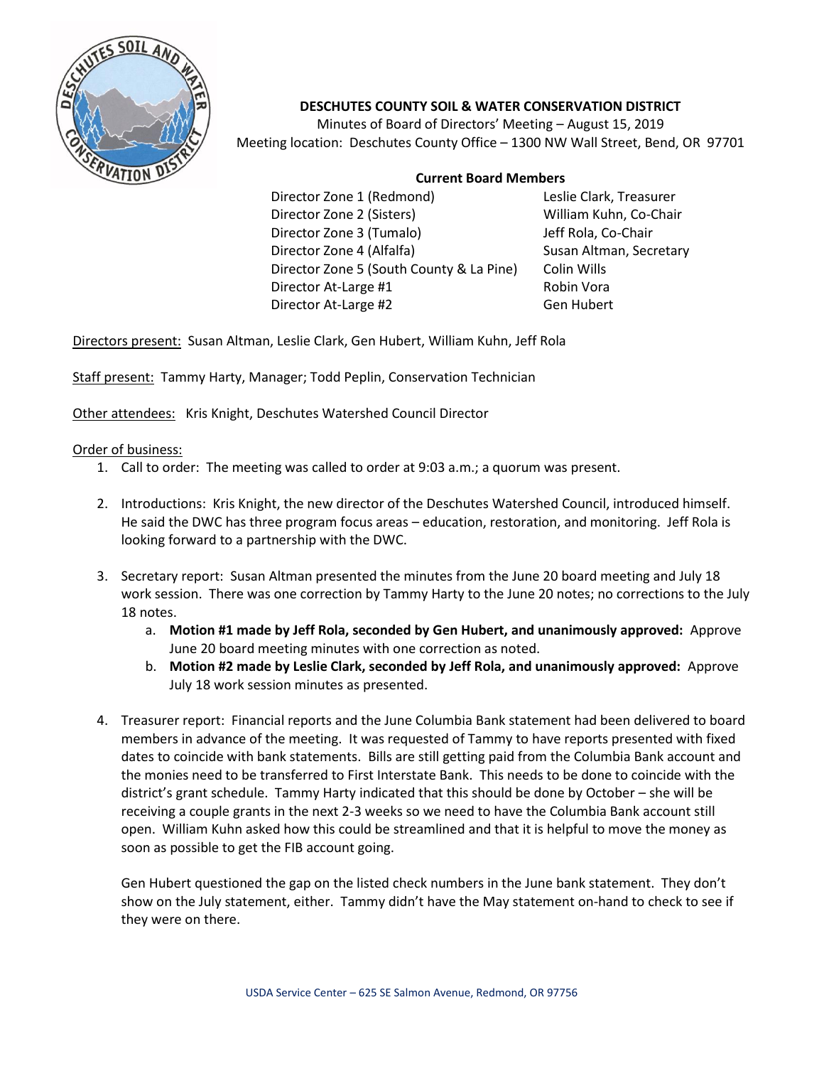**DESCHUTES COUNTY SOIL & WATER CONSERVATION DISTRICT**

Minutes of Board of Directors' Meeting – August 15, 2019

Meeting location: Deschutes County Office – 1300 NW Wall Street, Bend, OR 97701

**Current Board Members**

| | |
|---|---|
| Director Zone 1 (Redmond) | Leslie Clark, Treasurer |
| Director Zone 2 (Sisters) | William Kuhn, Co-Chair |
| Director Zone 3 (Tumalo) | Jeff Rola, Co-Chair |
| Director Zone 4 (Alfalfa) | Susan Altman, Secretary |
| Director Zone 5 (South County & La Pine) | Colin Wills |
| Director At-Large #1 | Robin Vora |
| Director At-Large #2 | Gen Hubert |

Directors present: Susan Altman, Leslie Clark, Gen Hubert, William Kuhn, Jeff Rola

Staff present: Tammy Harty, Manager; Todd Peplin, Conservation Technician

Other attendees: Kris Knight, Deschutes Watershed Council Director

Order of business:

1. Call to order: The meeting was called to order at 9:03 a.m.; a quorum was present.

2. Introductions: Kris Knight, the new director of the Deschutes Watershed Council, introduced himself. He said the DWC has three program focus areas – education, restoration, and monitoring. Jeff Rola is looking forward to a partnership with the DWC.

3. Secretary report: Susan Altman presented the minutes from the June 20 board meeting and July 18 work session. There was one correction by Tammy Harty to the June 20 notes; no corrections to the July 18 notes.
   a. **Motion #1 made by Jeff Rola, seconded by Gen Hubert, and unanimously approved:** Approve June 20 board meeting minutes with one correction as noted.
   b. **Motion #2 made by Leslie Clark, seconded by Jeff Rola, and unanimously approved:** Approve July 18 work session minutes as presented.

4. Treasurer report: Financial reports and the June Columbia Bank statement had been delivered to board members in advance of the meeting. It was requested of Tammy to have reports presented with fixed dates to coincide with bank statements. Bills are still getting paid from the Columbia Bank account and the monies need to be transferred to First Interstate Bank. This needs to be done to coincide with the district's grant schedule. Tammy Harty indicated that this should be done by October – she will be receiving a couple grants in the next 2-3 weeks so we need to have the Columbia Bank account still open. William Kuhn asked how this could be streamlined and that it is helpful to move the money as soon as possible to get the FIB account going.

   Gen Hubert questioned the gap on the listed check numbers in the June bank statement. They don't show on the July statement, either. Tammy didn't have the May statement on-hand to check to see if they were on there.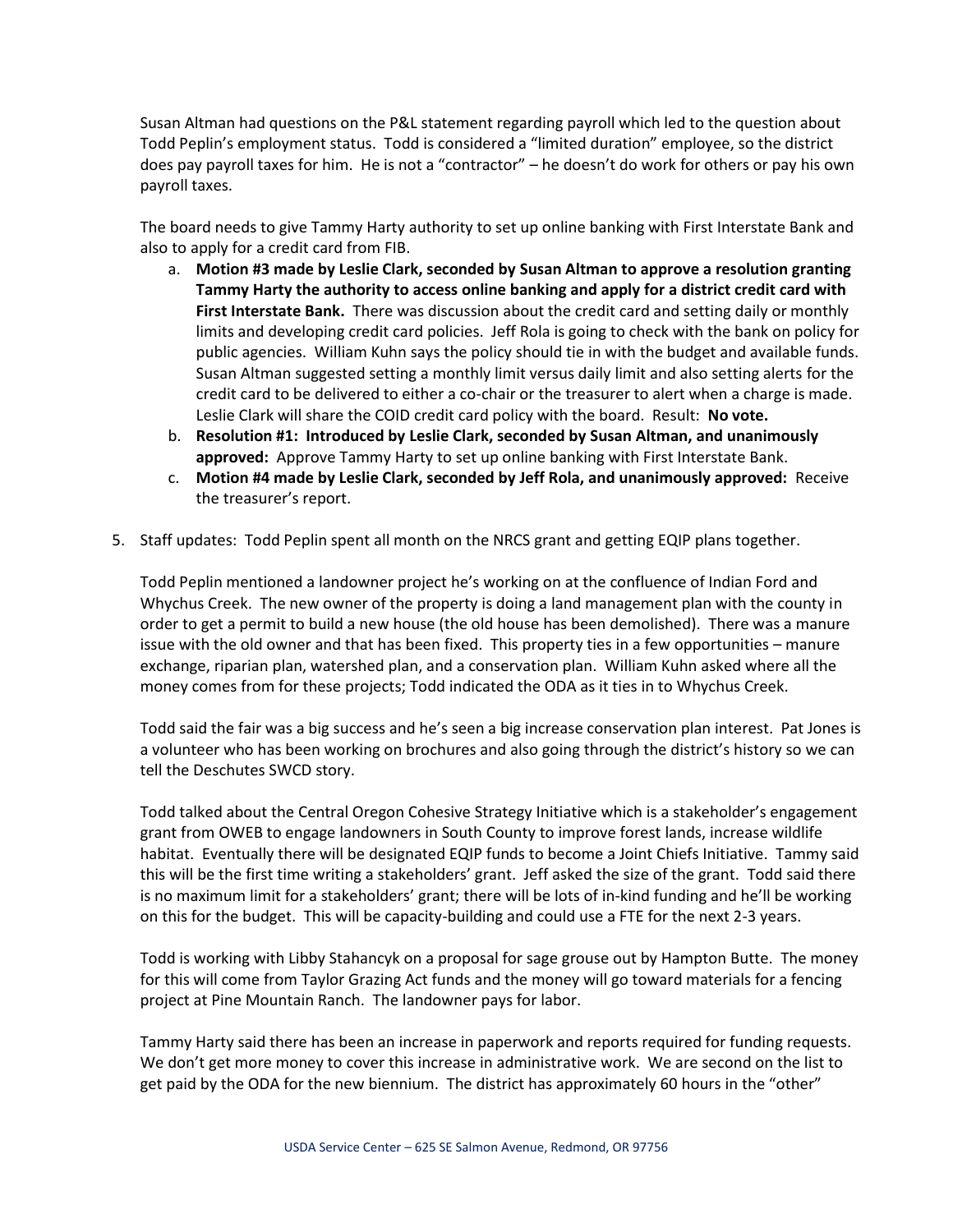Susan Altman had questions on the P&L statement regarding payroll which led to the question about Todd Peplin's employment status. Todd is considered a "limited duration" employee, so the district does pay payroll taxes for him. He is not a "contractor" – he doesn't do work for others or pay his own payroll taxes.

The board needs to give Tammy Harty authority to set up online banking with First Interstate Bank and also to apply for a credit card from FIB.

a. **Motion #3 made by Leslie Clark, seconded by Susan Altman to approve a resolution granting Tammy Harty the authority to access online banking and apply for a district credit card with First Interstate Bank.** There was discussion about the credit card and setting daily or monthly limits and developing credit card policies. Jeff Rola is going to check with the bank on policy for public agencies. William Kuhn says the policy should tie in with the budget and available funds. Susan Altman suggested setting a monthly limit versus daily limit and also setting alerts for the credit card to be delivered to either a co-chair or the treasurer to alert when a charge is made. Leslie Clark will share the COID credit card policy with the board. Result: **No vote.**
b. **Resolution #1: Introduced by Leslie Clark, seconded by Susan Altman, and unanimously approved:** Approve Tammy Harty to set up online banking with First Interstate Bank.
c. **Motion #4 made by Leslie Clark, seconded by Jeff Rola, and unanimously approved:** Receive the treasurer's report.

5. Staff updates: Todd Peplin spent all month on the NRCS grant and getting EQIP plans together.

   Todd Peplin mentioned a landowner project he's working on at the confluence of Indian Ford and Whychus Creek. The new owner of the property is doing a land management plan with the county in order to get a permit to build a new house (the old house has been demolished). There was a manure issue with the old owner and that has been fixed. This property ties in a few opportunities – manure exchange, riparian plan, watershed plan, and a conservation plan. William Kuhn asked where all the money comes from for these projects; Todd indicated the ODA as it ties in to Whychus Creek.

   Todd said the fair was a big success and he's seen a big increase conservation plan interest. Pat Jones is a volunteer who has been working on brochures and also going through the district's history so we can tell the Deschutes SWCD story.

   Todd talked about the Central Oregon Cohesive Strategy Initiative which is a stakeholder's engagement grant from OWEB to engage landowners in South County to improve forest lands, increase wildlife habitat. Eventually there will be designated EQIP funds to become a Joint Chiefs Initiative. Tammy said this will be the first time writing a stakeholders' grant. Jeff asked the size of the grant. Todd said there is no maximum limit for a stakeholders' grant; there will be lots of in-kind funding and he'll be working on this for the budget. This will be capacity-building and could use a FTE for the next 2-3 years.

   Todd is working with Libby Stahancyk on a proposal for sage grouse out by Hampton Butte. The money for this will come from Taylor Grazing Act funds and the money will go toward materials for a fencing project at Pine Mountain Ranch. The landowner pays for labor.

   Tammy Harty said there has been an increase in paperwork and reports required for funding requests. We don't get more money to cover this increase in administrative work. We are second on the list to get paid by the ODA for the new biennium. The district has approximately 60 hours in the "other"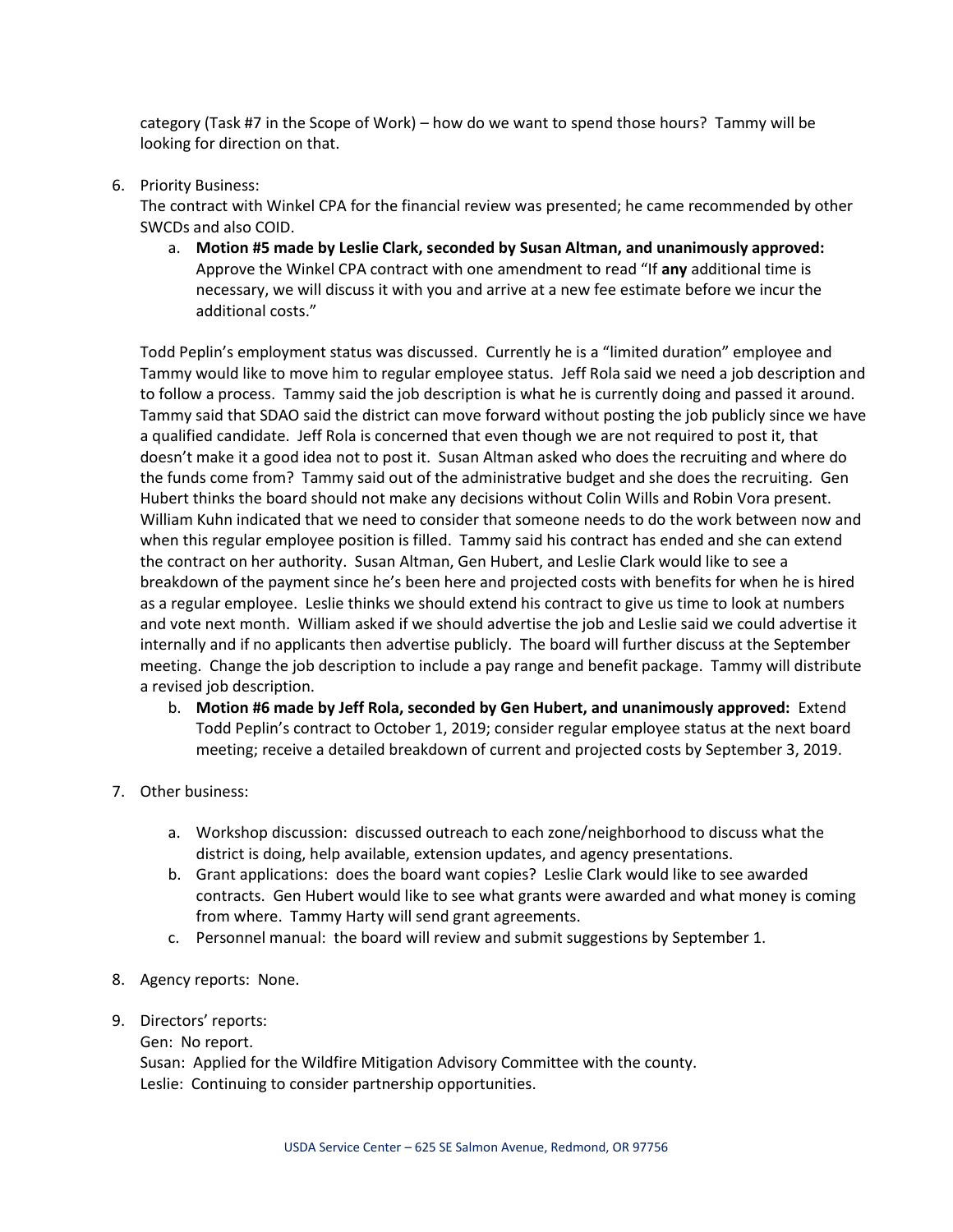category (Task #7 in the Scope of Work) – how do we want to spend those hours? Tammy will be looking for direction on that.

6. Priority Business:
   The contract with Winkel CPA for the financial review was presented; he came recommended by other SWCDs and also COID.

   a. **Motion #5 made by Leslie Clark, seconded by Susan Altman, and unanimously approved:** Approve the Winkel CPA contract with one amendment to read "If **any** additional time is necessary, we will discuss it with you and arrive at a new fee estimate before we incur the additional costs."

   Todd Peplin's employment status was discussed. Currently he is a "limited duration" employee and Tammy would like to move him to regular employee status. Jeff Rola said we need a job description and to follow a process. Tammy said the job description is what he is currently doing and passed it around. Tammy said that SDAO said the district can move forward without posting the job publicly since we have a qualified candidate. Jeff Rola is concerned that even though we are not required to post it, that doesn't make it a good idea not to post it. Susan Altman asked who does the recruiting and where do the funds come from? Tammy said out of the administrative budget and she does the recruiting. Gen Hubert thinks the board should not make any decisions without Colin Wills and Robin Vora present. William Kuhn indicated that we need to consider that someone needs to do the work between now and when this regular employee position is filled. Tammy said his contract has ended and she can extend the contract on her authority. Susan Altman, Gen Hubert, and Leslie Clark would like to see a breakdown of the payment since he's been here and projected costs with benefits for when he is hired as a regular employee. Leslie thinks we should extend his contract to give us time to look at numbers and vote next month. William asked if we should advertise the job and Leslie said we could advertise it internally and if no applicants then advertise publicly. The board will further discuss at the September meeting. Change the job description to include a pay range and benefit package. Tammy will distribute a revised job description.

   b. **Motion #6 made by Jeff Rola, seconded by Gen Hubert, and unanimously approved:** Extend Todd Peplin's contract to October 1, 2019; consider regular employee status at the next board meeting; receive a detailed breakdown of current and projected costs by September 3, 2019.

7. Other business:

   a. Workshop discussion: discussed outreach to each zone/neighborhood to discuss what the district is doing, help available, extension updates, and agency presentations.
   b. Grant applications: does the board want copies? Leslie Clark would like to see awarded contracts. Gen Hubert would like to see what grants were awarded and what money is coming from where. Tammy Harty will send grant agreements.
   c. Personnel manual: the board will review and submit suggestions by September 1.

8. Agency reports: None.

9. Directors' reports:
   Gen: No report.
   Susan: Applied for the Wildfire Mitigation Advisory Committee with the county.
   Leslie: Continuing to consider partnership opportunities.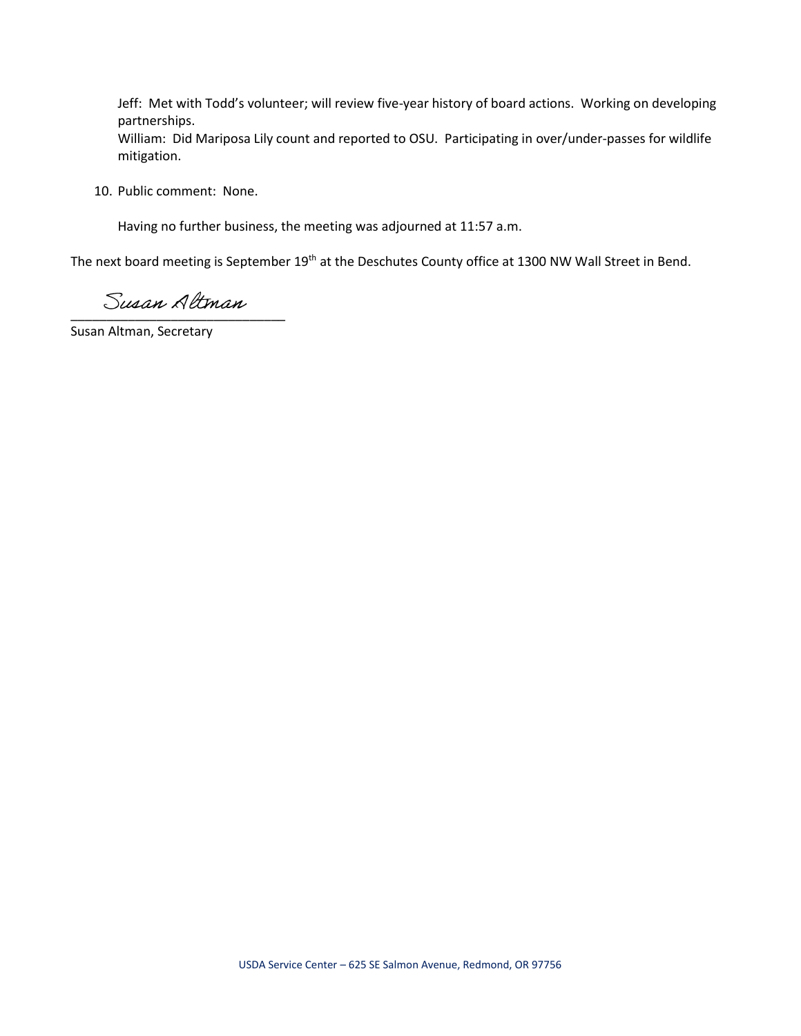Jeff: Met with Todd's volunteer; will review five-year history of board actions. Working on developing partnerships.
William: Did Mariposa Lily count and reported to OSU. Participating in over/under-passes for wildlife mitigation.

10. Public comment: None.

Having no further business, the meeting was adjourned at 11:57 a.m.

The next board meeting is September 19th at the Deschutes County office at 1300 NW Wall Street in Bend.

Susan Altman
\_\_\_\_\_\_\_\_\_\_\_\_\_\_\_\_\_\_\_\_\_\_\_\_\_\_\_\_\_\_

Susan Altman, Secretary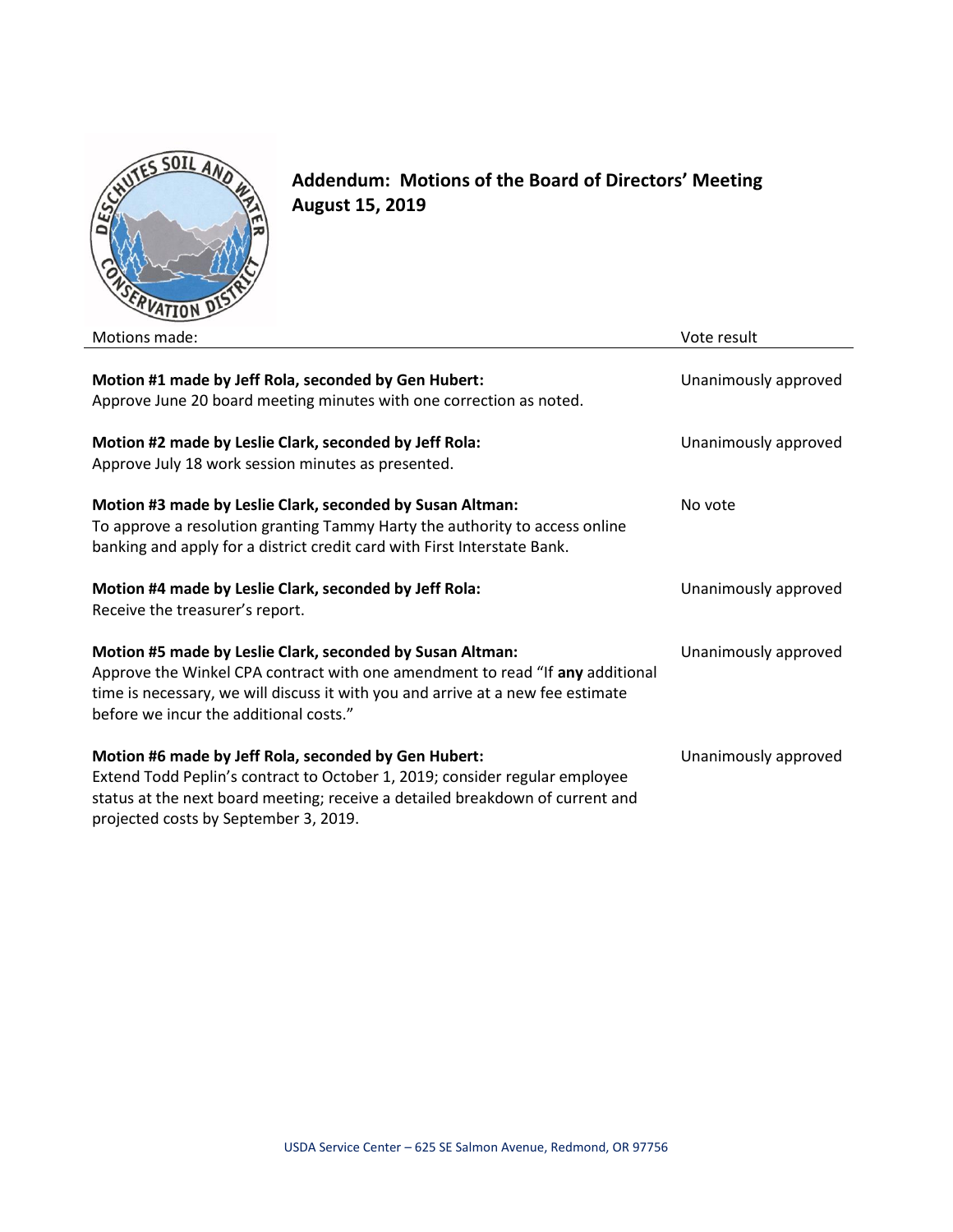# Addendum: Motions of the Board of Directors' Meeting August 15, 2019

| Motions made: | Vote result |
| --- | --- |
| **Motion #1 made by Jeff Rola, seconded by Gen Hubert:** Approve June 20 board meeting minutes with one correction as noted. | Unanimously approved |
| **Motion #2 made by Leslie Clark, seconded by Jeff Rola:** Approve July 18 work session minutes as presented. | Unanimously approved |
| **Motion #3 made by Leslie Clark, seconded by Susan Altman:** To approve a resolution granting Tammy Harty the authority to access online banking and apply for a district credit card with First Interstate Bank. | No vote |
| **Motion #4 made by Leslie Clark, seconded by Jeff Rola:** Receive the treasurer's report. | Unanimously approved |
| **Motion #5 made by Leslie Clark, seconded by Susan Altman:** Approve the Winkel CPA contract with one amendment to read "If **any** additional time is necessary, we will discuss it with you and arrive at a new fee estimate before we incur the additional costs." | Unanimously approved |
| **Motion #6 made by Jeff Rola, seconded by Gen Hubert:** Extend Todd Peplin's contract to October 1, 2019; consider regular employee status at the next board meeting; receive a detailed breakdown of current and projected costs by September 3, 2019. | Unanimously approved |

USDA Service Center – 625 SE Salmon Avenue, Redmond, OR 97756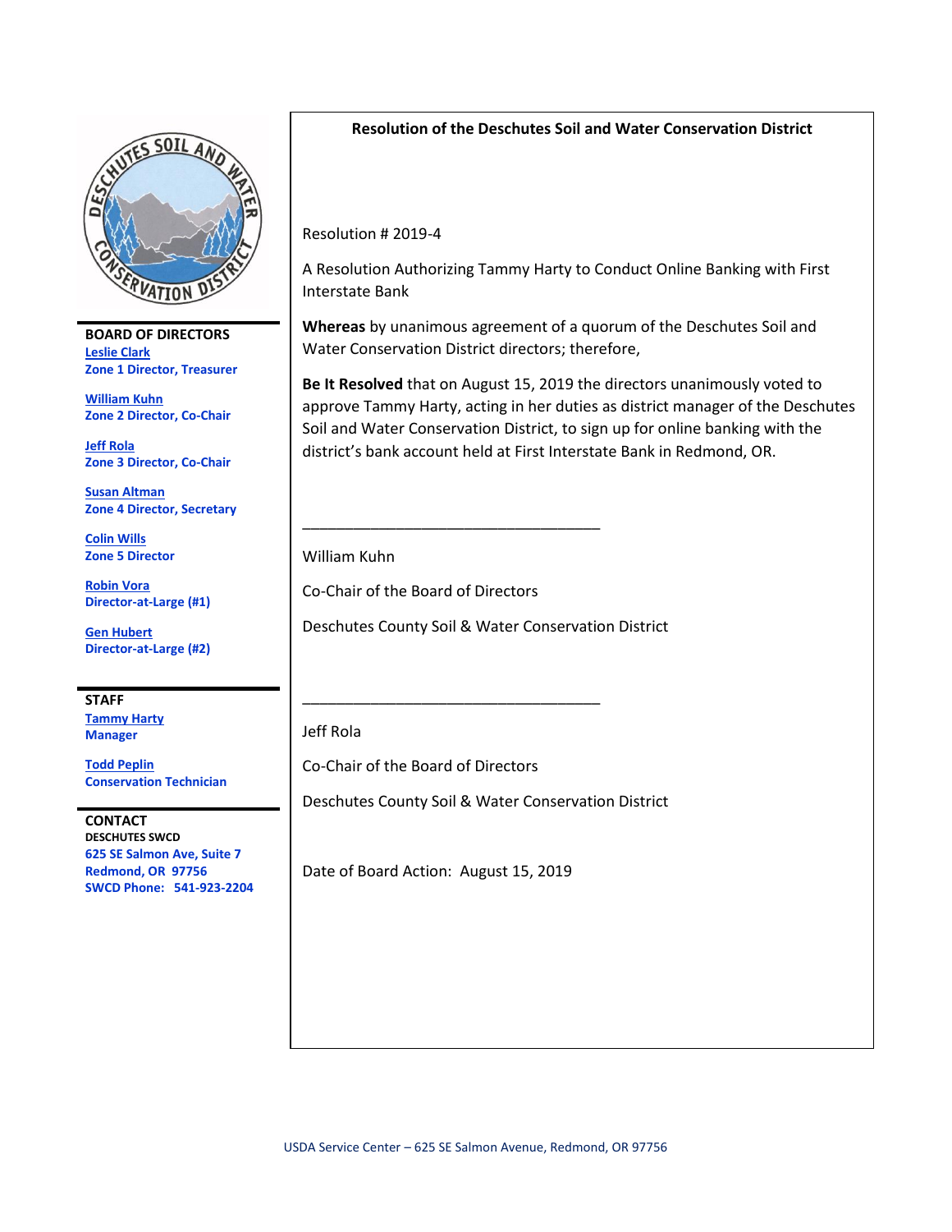**BOARD OF DIRECTORS**

**Leslie Clark**
**Zone 1 Director, Treasurer**

**William Kuhn**
**Zone 2 Director, Co-Chair**

**Jeff Rola**
**Zone 3 Director, Co-Chair**

**Susan Altman**
**Zone 4 Director, Secretary**

**Colin Wills**
**Zone 5 Director**

**Robin Vora**
**Director-at-Large (#1)**

**Gen Hubert**
**Director-at-Large (#2)**

**STAFF**

**Tammy Harty**
**Manager**

**Todd Peplin**
**Conservation Technician**

**CONTACT**

**DESCHUTES SWCD**
**625 SE Salmon Ave, Suite 7**
**Redmond, OR 97756**
**SWCD Phone: 541-923-2204**

**Resolution of the Deschutes Soil and Water Conservation District**

Resolution # 2019-4

A Resolution Authorizing Tammy Harty to Conduct Online Banking with First Interstate Bank

**Whereas** by unanimous agreement of a quorum of the Deschutes Soil and Water Conservation District directors; therefore,

**Be It Resolved** that on August 15, 2019 the directors unanimously voted to approve Tammy Harty, acting in her duties as district manager of the Deschutes Soil and Water Conservation District, to sign up for online banking with the district's bank account held at First Interstate Bank in Redmond, OR.

\_\_\_\_\_\_\_\_\_\_\_\_\_\_\_\_\_\_\_\_\_\_\_\_\_\_\_\_\_\_\_\_\_\_\_

William Kuhn

Co-Chair of the Board of Directors

Deschutes County Soil & Water Conservation District

\_\_\_\_\_\_\_\_\_\_\_\_\_\_\_\_\_\_\_\_\_\_\_\_\_\_\_\_\_\_\_\_\_\_\_

Jeff Rola

Co-Chair of the Board of Directors

Deschutes County Soil & Water Conservation District

Date of Board Action: August 15, 2019

USDA Service Center – 625 SE Salmon Avenue, Redmond, OR 97756